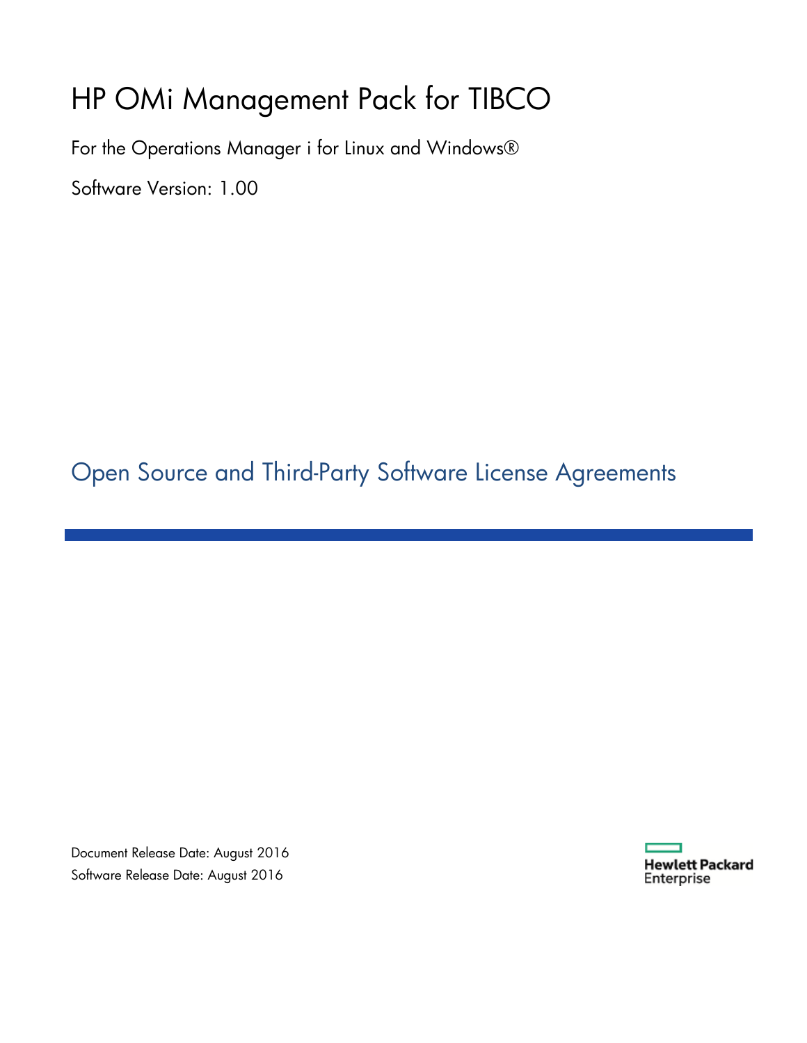# HP OMi Management Pack for TIBCO

For the Operations Manager i for Linux and Windows®

Software Version: 1.00

## Open Source and Third-Party Software License Agreements

Document Release Date: August 2016

Software Release Date: August 2016

Hewlett Packard Enterprise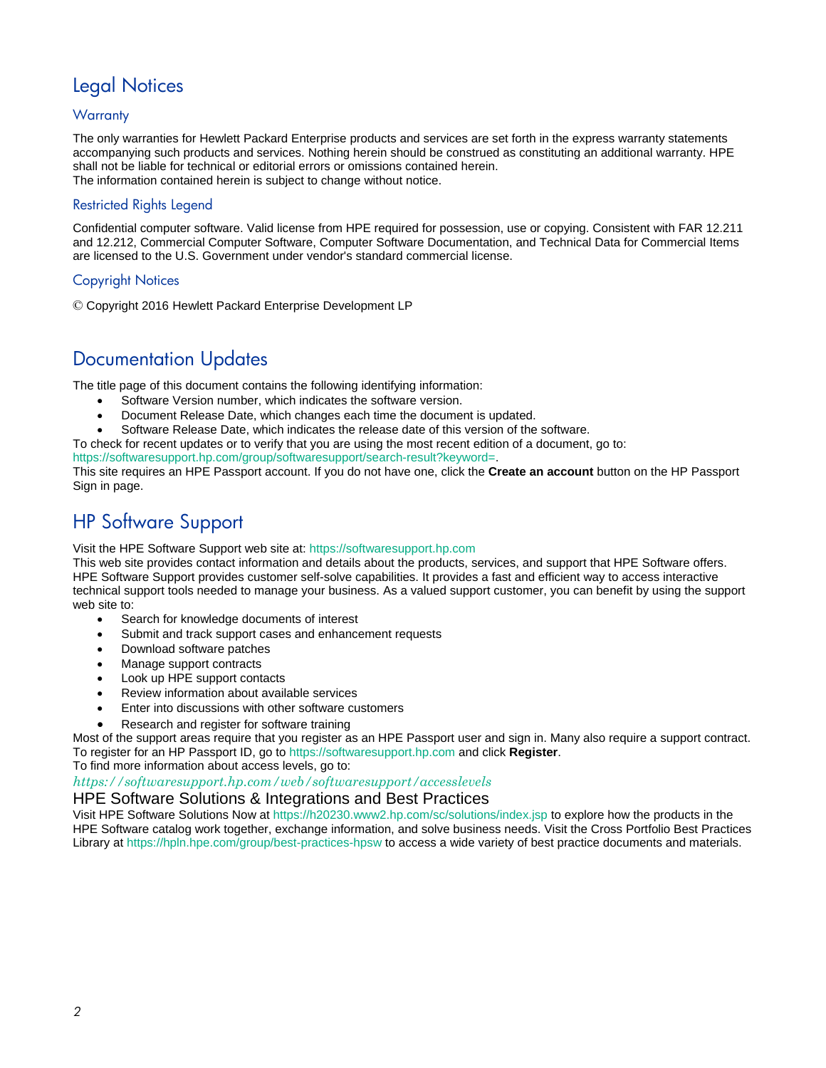# Legal Notices

## Warranty

The only warranties for Hewlett Packard Enterprise products and services are set forth in the express warranty statements accompanying such products and services. Nothing herein should be construed as constituting an additional warranty. HPE shall not be liable for technical or editorial errors or omissions contained herein.
The information contained herein is subject to change without notice.

## Restricted Rights Legend

Confidential computer software. Valid license from HPE required for possession, use or copying. Consistent with FAR 12.211 and 12.212, Commercial Computer Software, Computer Software Documentation, and Technical Data for Commercial Items are licensed to the U.S. Government under vendor's standard commercial license.

## Copyright Notices

© Copyright 2016 Hewlett Packard Enterprise Development LP

# Documentation Updates

The title page of this document contains the following identifying information:

- Software Version number, which indicates the software version.
- Document Release Date, which changes each time the document is updated.
- Software Release Date, which indicates the release date of this version of the software.

To check for recent updates or to verify that you are using the most recent edition of a document, go to:
https://softwaresupport.hp.com/group/softwaresupport/search-result?keyword=.
This site requires an HPE Passport account. If you do not have one, click the **Create an account** button on the HP Passport Sign in page.

# HP Software Support

Visit the HPE Software Support web site at: https://softwaresupport.hp.com
This web site provides contact information and details about the products, services, and support that HPE Software offers.
HPE Software Support provides customer self-solve capabilities. It provides a fast and efficient way to access interactive technical support tools needed to manage your business. As a valued support customer, you can benefit by using the support web site to:

- Search for knowledge documents of interest
- Submit and track support cases and enhancement requests
- Download software patches
- Manage support contracts
- Look up HPE support contacts
- Review information about available services
- Enter into discussions with other software customers
- Research and register for software training

Most of the support areas require that you register as an HPE Passport user and sign in. Many also require a support contract.
To register for an HP Passport ID, go to https://softwaresupport.hp.com and click **Register**.
To find more information about access levels, go to:
*https://softwaresupport.hp.com/web/softwaresupport/accesslevels*

## HPE Software Solutions & Integrations and Best Practices

Visit HPE Software Solutions Now at https://h20230.www2.hp.com/sc/solutions/index.jsp to explore how the products in the HPE Software catalog work together, exchange information, and solve business needs. Visit the Cross Portfolio Best Practices Library at https://hpln.hpe.com/group/best-practices-hpsw to access a wide variety of best practice documents and materials.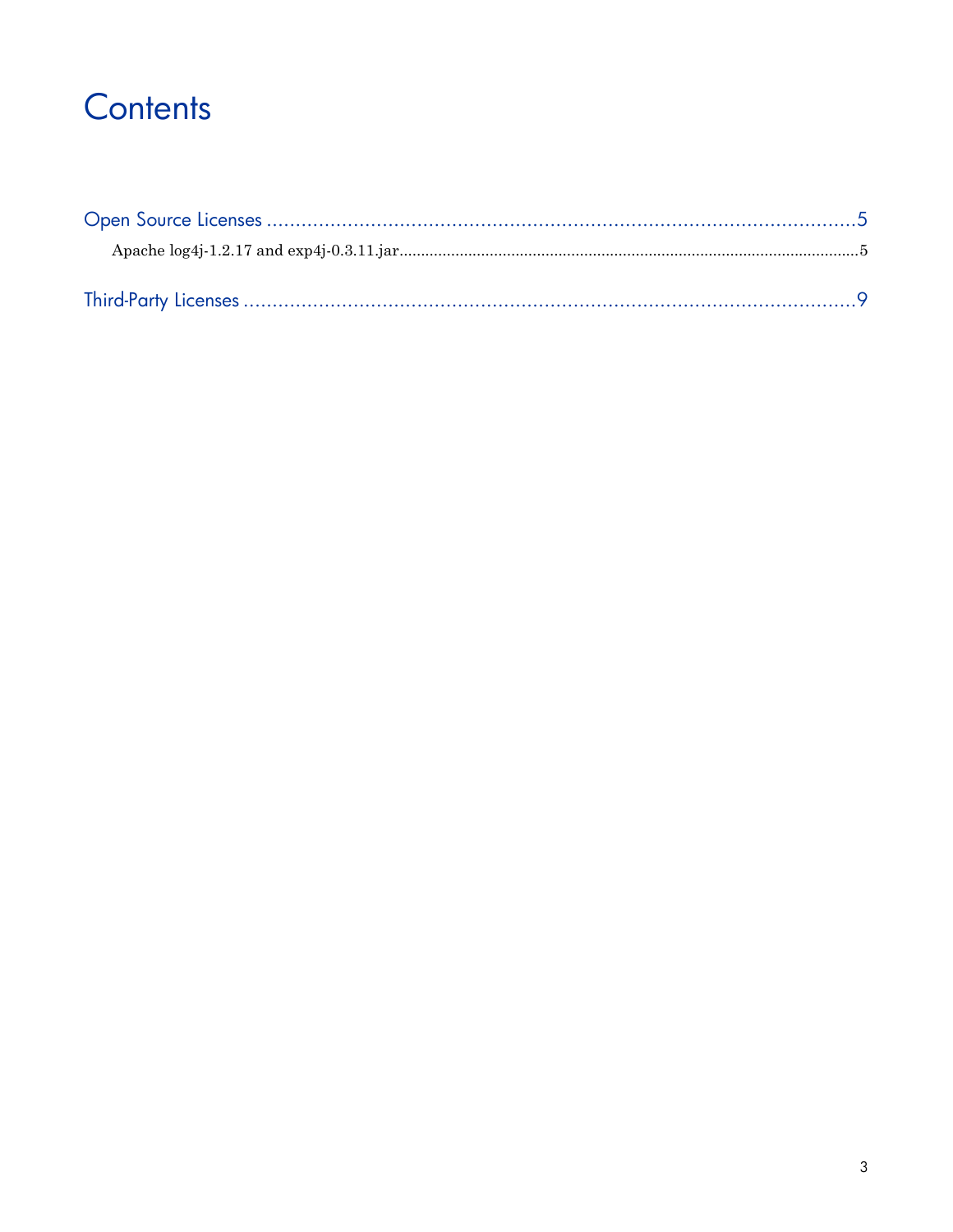# Contents

Open Source Licenses ........................................................................................................5

Apache log4j-1.2.17 and exp4j-0.3.11.jar........................................................................................................5

Third-Party Licenses ........................................................................................................9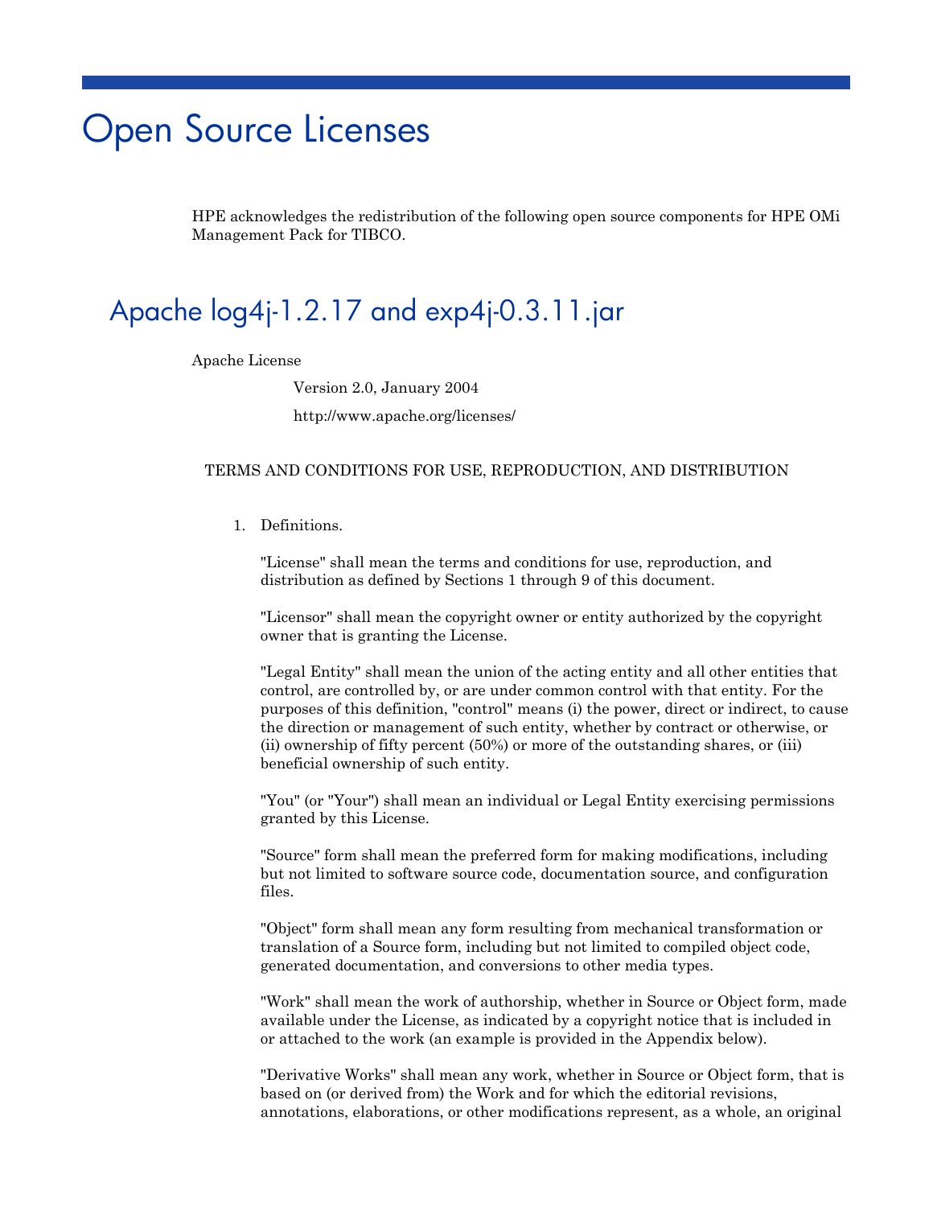# Open Source Licenses

HPE acknowledges the redistribution of the following open source components for HPE OMi Management Pack for TIBCO.

## Apache log4j-1.2.17 and exp4j-0.3.11.jar

Apache License

Version 2.0, January 2004

http://www.apache.org/licenses/

TERMS AND CONDITIONS FOR USE, REPRODUCTION, AND DISTRIBUTION

1. Definitions.

   "License" shall mean the terms and conditions for use, reproduction, and distribution as defined by Sections 1 through 9 of this document.

   "Licensor" shall mean the copyright owner or entity authorized by the copyright owner that is granting the License.

   "Legal Entity" shall mean the union of the acting entity and all other entities that control, are controlled by, or are under common control with that entity. For the purposes of this definition, "control" means (i) the power, direct or indirect, to cause the direction or management of such entity, whether by contract or otherwise, or (ii) ownership of fifty percent (50%) or more of the outstanding shares, or (iii) beneficial ownership of such entity.

   "You" (or "Your") shall mean an individual or Legal Entity exercising permissions granted by this License.

   "Source" form shall mean the preferred form for making modifications, including but not limited to software source code, documentation source, and configuration files.

   "Object" form shall mean any form resulting from mechanical transformation or translation of a Source form, including but not limited to compiled object code, generated documentation, and conversions to other media types.

   "Work" shall mean the work of authorship, whether in Source or Object form, made available under the License, as indicated by a copyright notice that is included in or attached to the work (an example is provided in the Appendix below).

   "Derivative Works" shall mean any work, whether in Source or Object form, that is based on (or derived from) the Work and for which the editorial revisions, annotations, elaborations, or other modifications represent, as a whole, an original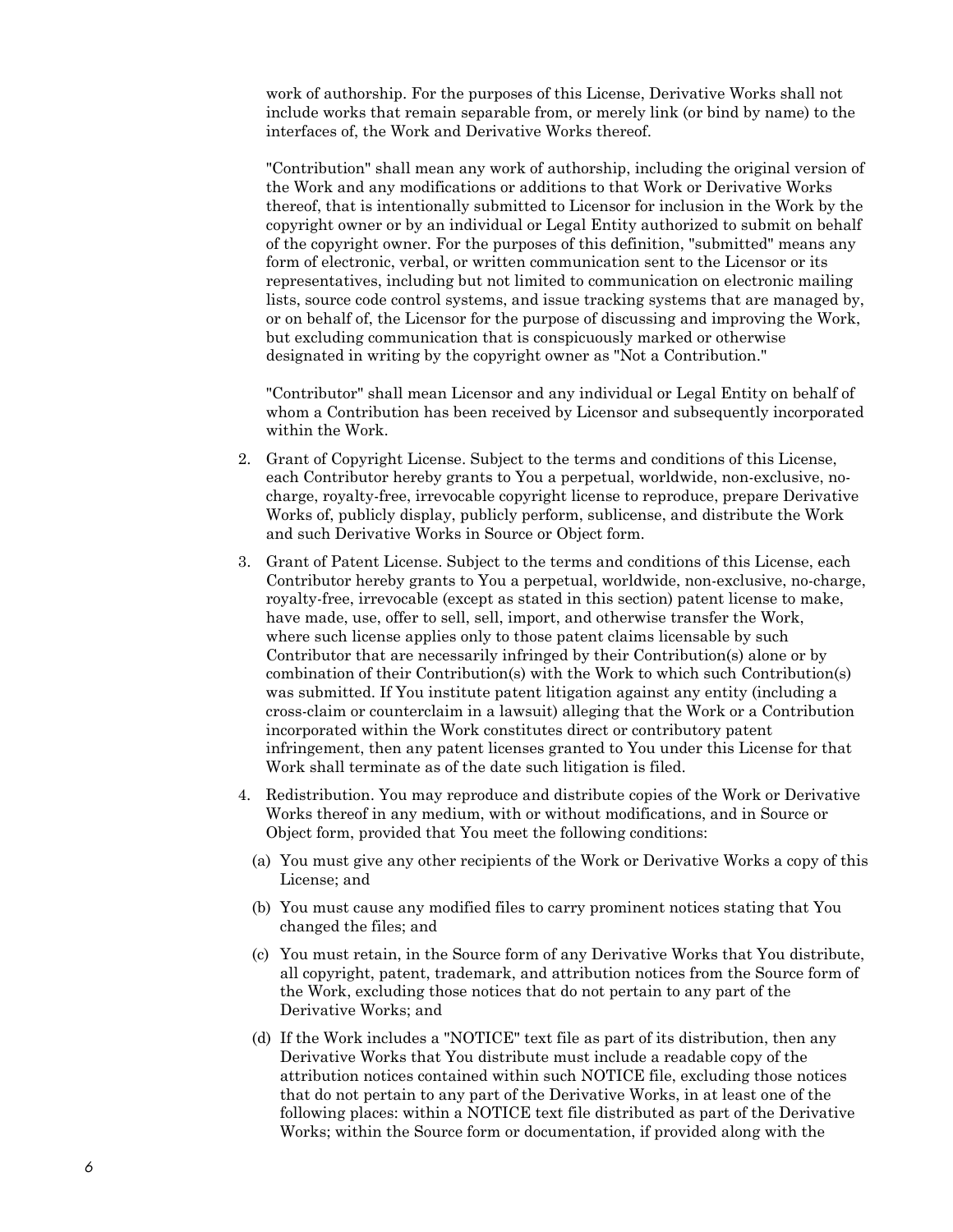work of authorship. For the purposes of this License, Derivative Works shall not include works that remain separable from, or merely link (or bind by name) to the interfaces of, the Work and Derivative Works thereof.

"Contribution" shall mean any work of authorship, including the original version of the Work and any modifications or additions to that Work or Derivative Works thereof, that is intentionally submitted to Licensor for inclusion in the Work by the copyright owner or by an individual or Legal Entity authorized to submit on behalf of the copyright owner. For the purposes of this definition, "submitted" means any form of electronic, verbal, or written communication sent to the Licensor or its representatives, including but not limited to communication on electronic mailing lists, source code control systems, and issue tracking systems that are managed by, or on behalf of, the Licensor for the purpose of discussing and improving the Work, but excluding communication that is conspicuously marked or otherwise designated in writing by the copyright owner as "Not a Contribution."

"Contributor" shall mean Licensor and any individual or Legal Entity on behalf of whom a Contribution has been received by Licensor and subsequently incorporated within the Work.

2. Grant of Copyright License. Subject to the terms and conditions of this License, each Contributor hereby grants to You a perpetual, worldwide, non-exclusive, no-charge, royalty-free, irrevocable copyright license to reproduce, prepare Derivative Works of, publicly display, publicly perform, sublicense, and distribute the Work and such Derivative Works in Source or Object form.

3. Grant of Patent License. Subject to the terms and conditions of this License, each Contributor hereby grants to You a perpetual, worldwide, non-exclusive, no-charge, royalty-free, irrevocable (except as stated in this section) patent license to make, have made, use, offer to sell, sell, import, and otherwise transfer the Work, where such license applies only to those patent claims licensable by such Contributor that are necessarily infringed by their Contribution(s) alone or by combination of their Contribution(s) with the Work to which such Contribution(s) was submitted. If You institute patent litigation against any entity (including a cross-claim or counterclaim in a lawsuit) alleging that the Work or a Contribution incorporated within the Work constitutes direct or contributory patent infringement, then any patent licenses granted to You under this License for that Work shall terminate as of the date such litigation is filed.

4. Redistribution. You may reproduce and distribute copies of the Work or Derivative Works thereof in any medium, with or without modifications, and in Source or Object form, provided that You meet the following conditions:

   (a) You must give any other recipients of the Work or Derivative Works a copy of this License; and

   (b) You must cause any modified files to carry prominent notices stating that You changed the files; and

   (c) You must retain, in the Source form of any Derivative Works that You distribute, all copyright, patent, trademark, and attribution notices from the Source form of the Work, excluding those notices that do not pertain to any part of the Derivative Works; and

   (d) If the Work includes a "NOTICE" text file as part of its distribution, then any Derivative Works that You distribute must include a readable copy of the attribution notices contained within such NOTICE file, excluding those notices that do not pertain to any part of the Derivative Works, in at least one of the following places: within a NOTICE text file distributed as part of the Derivative Works; within the Source form or documentation, if provided along with the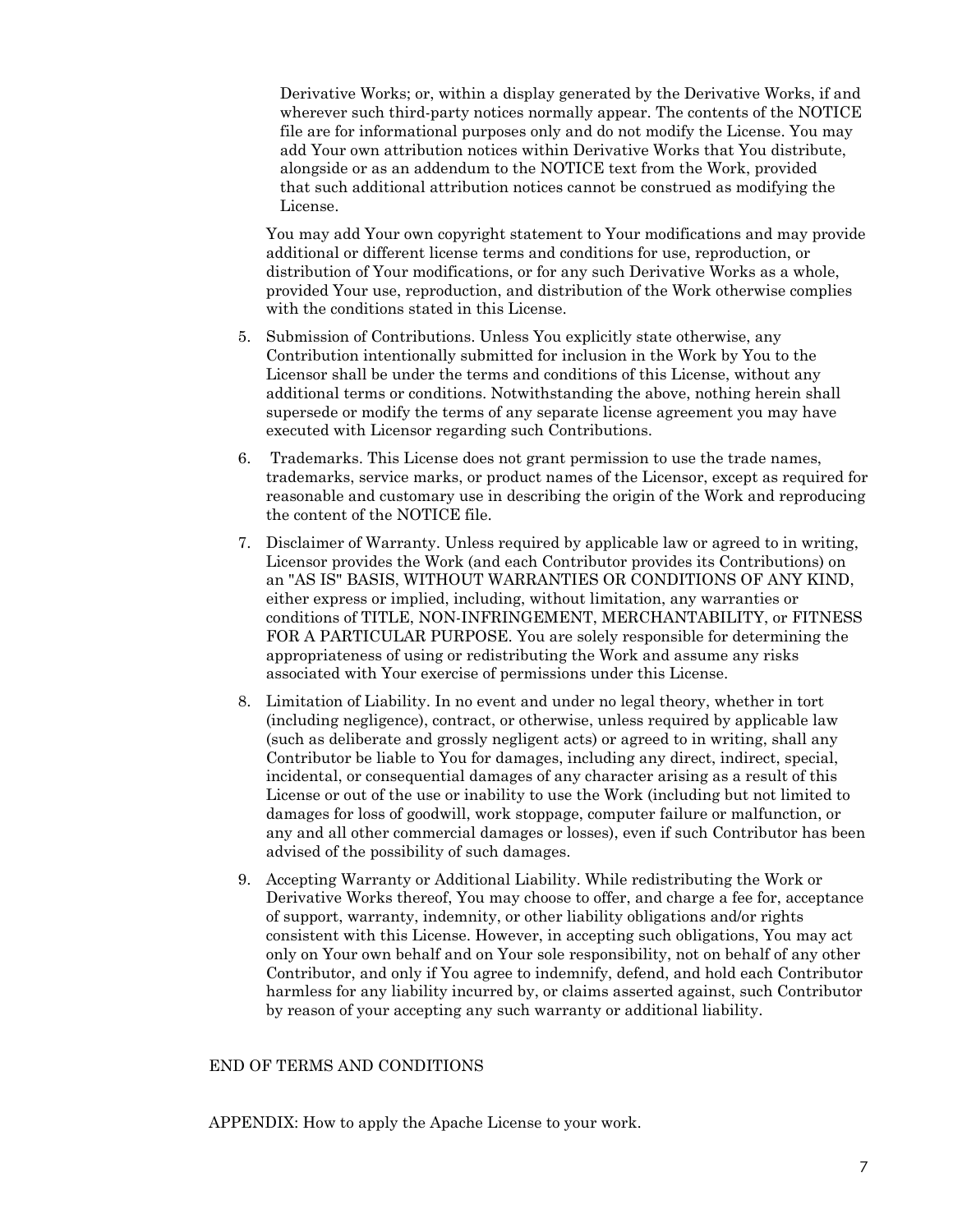Derivative Works; or, within a display generated by the Derivative Works, if and wherever such third-party notices normally appear. The contents of the NOTICE file are for informational purposes only and do not modify the License. You may add Your own attribution notices within Derivative Works that You distribute, alongside or as an addendum to the NOTICE text from the Work, provided that such additional attribution notices cannot be construed as modifying the License.

You may add Your own copyright statement to Your modifications and may provide additional or different license terms and conditions for use, reproduction, or distribution of Your modifications, or for any such Derivative Works as a whole, provided Your use, reproduction, and distribution of the Work otherwise complies with the conditions stated in this License.

5. Submission of Contributions. Unless You explicitly state otherwise, any Contribution intentionally submitted for inclusion in the Work by You to the Licensor shall be under the terms and conditions of this License, without any additional terms or conditions. Notwithstanding the above, nothing herein shall supersede or modify the terms of any separate license agreement you may have executed with Licensor regarding such Contributions.

6. Trademarks. This License does not grant permission to use the trade names, trademarks, service marks, or product names of the Licensor, except as required for reasonable and customary use in describing the origin of the Work and reproducing the content of the NOTICE file.

7. Disclaimer of Warranty. Unless required by applicable law or agreed to in writing, Licensor provides the Work (and each Contributor provides its Contributions) on an "AS IS" BASIS, WITHOUT WARRANTIES OR CONDITIONS OF ANY KIND, either express or implied, including, without limitation, any warranties or conditions of TITLE, NON-INFRINGEMENT, MERCHANTABILITY, or FITNESS FOR A PARTICULAR PURPOSE. You are solely responsible for determining the appropriateness of using or redistributing the Work and assume any risks associated with Your exercise of permissions under this License.

8. Limitation of Liability. In no event and under no legal theory, whether in tort (including negligence), contract, or otherwise, unless required by applicable law (such as deliberate and grossly negligent acts) or agreed to in writing, shall any Contributor be liable to You for damages, including any direct, indirect, special, incidental, or consequential damages of any character arising as a result of this License or out of the use or inability to use the Work (including but not limited to damages for loss of goodwill, work stoppage, computer failure or malfunction, or any and all other commercial damages or losses), even if such Contributor has been advised of the possibility of such damages.

9. Accepting Warranty or Additional Liability. While redistributing the Work or Derivative Works thereof, You may choose to offer, and charge a fee for, acceptance of support, warranty, indemnity, or other liability obligations and/or rights consistent with this License. However, in accepting such obligations, You may act only on Your own behalf and on Your sole responsibility, not on behalf of any other Contributor, and only if You agree to indemnify, defend, and hold each Contributor harmless for any liability incurred by, or claims asserted against, such Contributor by reason of your accepting any such warranty or additional liability.

END OF TERMS AND CONDITIONS

APPENDIX: How to apply the Apache License to your work.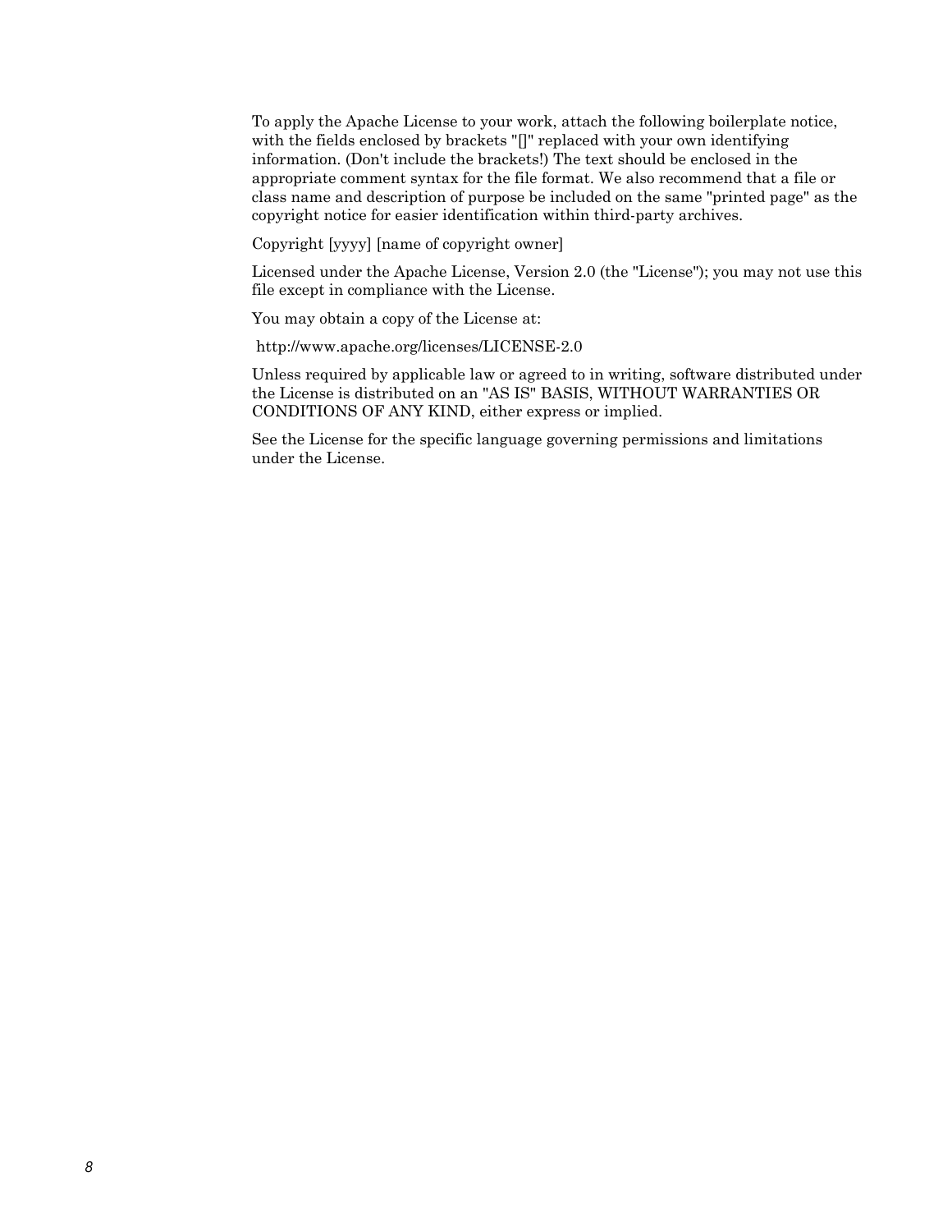To apply the Apache License to your work, attach the following boilerplate notice, with the fields enclosed by brackets "[]" replaced with your own identifying information. (Don't include the brackets!) The text should be enclosed in the appropriate comment syntax for the file format. We also recommend that a file or class name and description of purpose be included on the same "printed page" as the copyright notice for easier identification within third-party archives.

Copyright [yyyy] [name of copyright owner]

Licensed under the Apache License, Version 2.0 (the "License"); you may not use this file except in compliance with the License.

You may obtain a copy of the License at:

http://www.apache.org/licenses/LICENSE-2.0

Unless required by applicable law or agreed to in writing, software distributed under the License is distributed on an "AS IS" BASIS, WITHOUT WARRANTIES OR CONDITIONS OF ANY KIND, either express or implied.

See the License for the specific language governing permissions and limitations under the License.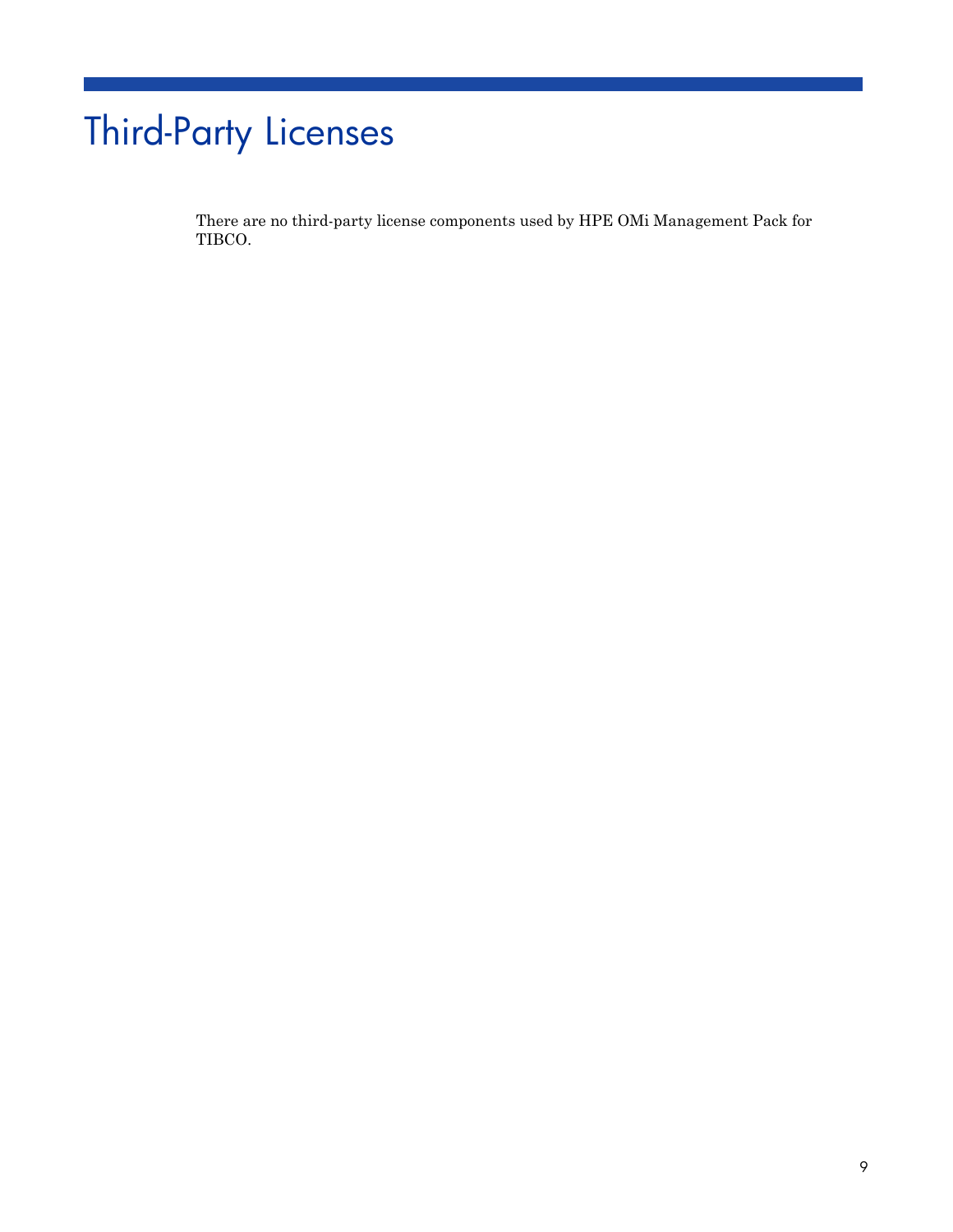# Third-Party Licenses

There are no third-party license components used by HPE OMi Management Pack for TIBCO.